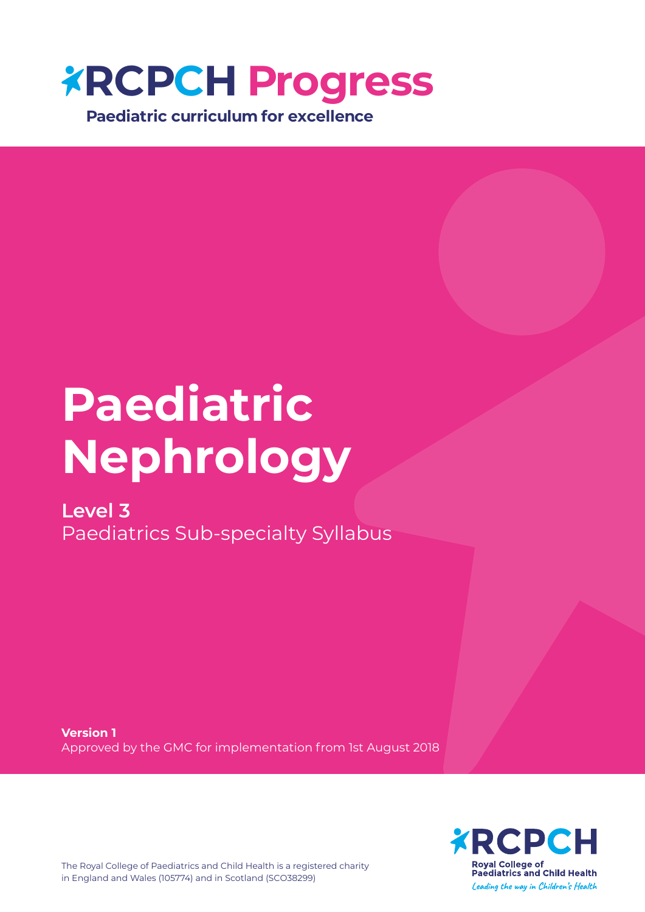# RCPCH Progress

**Paediatric curriculum for excellence**

# Paediatric Nephrology

## Level 3

Paediatrics Sub-specialty Syllabus

**Version 1**

Approved by the GMC for implementation from 1st August 2018

RCPCH
Royal College of Paediatrics and Child Health
*Leading the way in Children's Health*

The Royal College of Paediatrics and Child Health is a registered charity in England and Wales (105774) and in Scotland (SCO38299)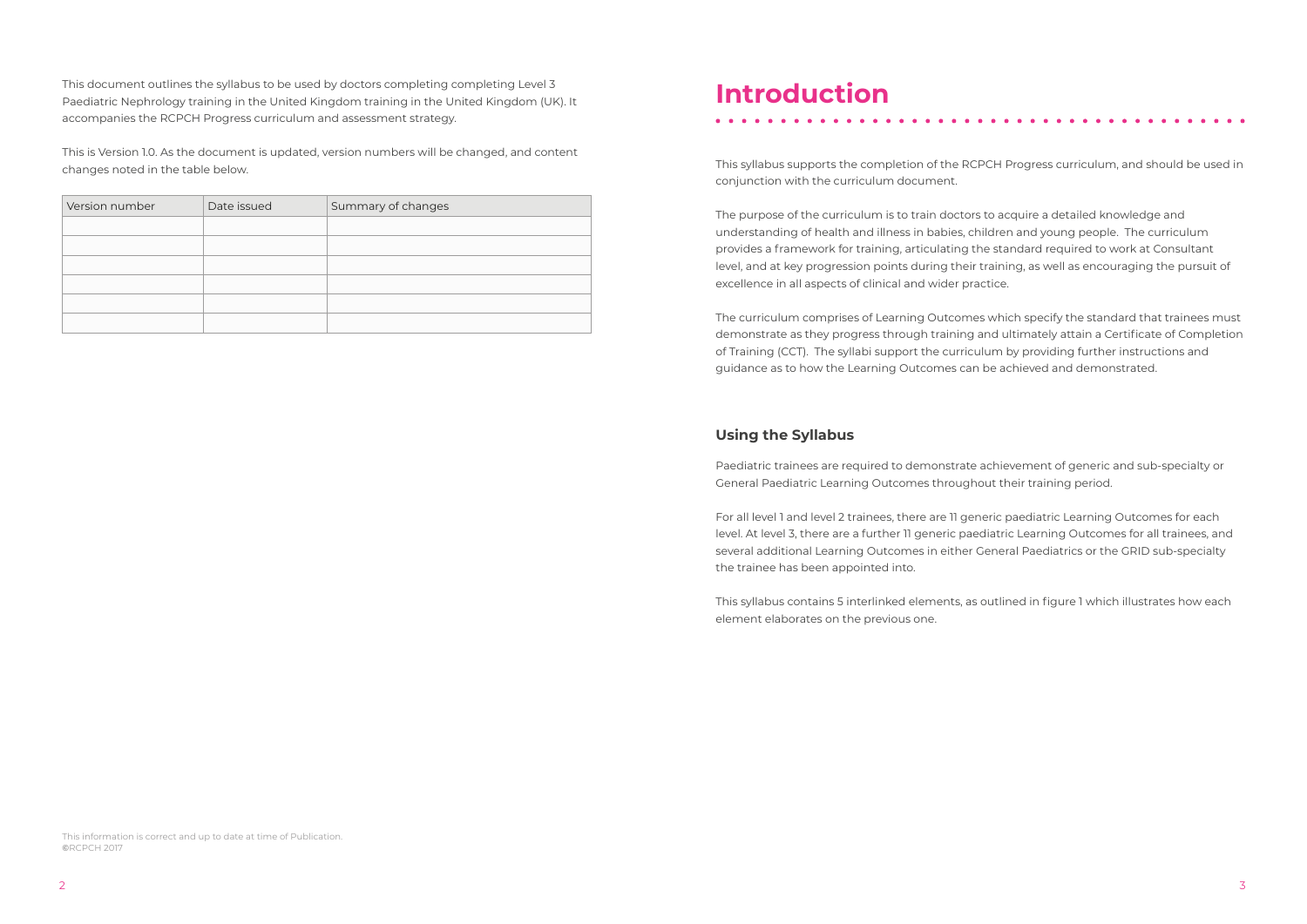This document outlines the syllabus to be used by doctors completing completing Level 3 Paediatric Nephrology training in the United Kingdom training in the United Kingdom (UK). It accompanies the RCPCH Progress curriculum and assessment strategy.

This is Version 1.0. As the document is updated, version numbers will be changed, and content changes noted in the table below.

| Version number | Date issued | Summary of changes |
|---|---|---|
| | | |
| | | |
| | | |
| | | |
| | | |
| | | |

This information is correct and up to date at time of Publication.
©RCPCH 2017

# Introduction

This syllabus supports the completion of the RCPCH Progress curriculum, and should be used in conjunction with the curriculum document.

The purpose of the curriculum is to train doctors to acquire a detailed knowledge and understanding of health and illness in babies, children and young people. The curriculum provides a framework for training, articulating the standard required to work at Consultant level, and at key progression points during their training, as well as encouraging the pursuit of excellence in all aspects of clinical and wider practice.

The curriculum comprises of Learning Outcomes which specify the standard that trainees must demonstrate as they progress through training and ultimately attain a Certificate of Completion of Training (CCT). The syllabi support the curriculum by providing further instructions and guidance as to how the Learning Outcomes can be achieved and demonstrated.

## Using the Syllabus

Paediatric trainees are required to demonstrate achievement of generic and sub-specialty or General Paediatric Learning Outcomes throughout their training period.

For all level 1 and level 2 trainees, there are 11 generic paediatric Learning Outcomes for each level. At level 3, there are a further 11 generic paediatric Learning Outcomes for all trainees, and several additional Learning Outcomes in either General Paediatrics or the GRID sub-specialty the trainee has been appointed into.

This syllabus contains 5 interlinked elements, as outlined in figure 1 which illustrates how each element elaborates on the previous one.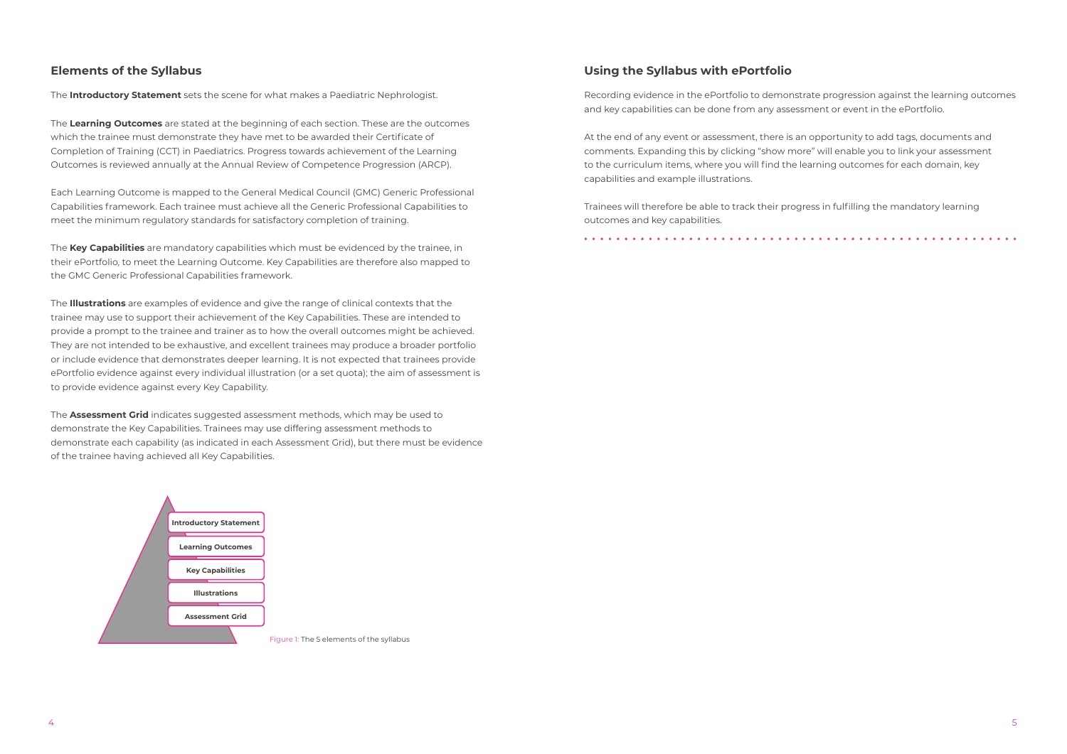## Elements of the Syllabus

The **Introductory Statement** sets the scene for what makes a Paediatric Nephrologist.

The **Learning Outcomes** are stated at the beginning of each section. These are the outcomes which the trainee must demonstrate they have met to be awarded their Certificate of Completion of Training (CCT) in Paediatrics. Progress towards achievement of the Learning Outcomes is reviewed annually at the Annual Review of Competence Progression (ARCP).

Each Learning Outcome is mapped to the General Medical Council (GMC) Generic Professional Capabilities framework. Each trainee must achieve all the Generic Professional Capabilities to meet the minimum regulatory standards for satisfactory completion of training.

The **Key Capabilities** are mandatory capabilities which must be evidenced by the trainee, in their ePortfolio, to meet the Learning Outcome. Key Capabilities are therefore also mapped to the GMC Generic Professional Capabilities framework.

The **Illustrations** are examples of evidence and give the range of clinical contexts that the trainee may use to support their achievement of the Key Capabilities. These are intended to provide a prompt to the trainee and trainer as to how the overall outcomes might be achieved. They are not intended to be exhaustive, and excellent trainees may produce a broader portfolio or include evidence that demonstrates deeper learning. It is not expected that trainees provide ePortfolio evidence against every individual illustration (or a set quota); the aim of assessment is to provide evidence against every Key Capability.

The **Assessment Grid** indicates suggested assessment methods, which may be used to demonstrate the Key Capabilities. Trainees may use differing assessment methods to demonstrate each capability (as indicated in each Assessment Grid), but there must be evidence of the trainee having achieved all Key Capabilities.

- Introductory Statement
- Learning Outcomes
- Key Capabilities
- Illustrations
- Assessment Grid

Figure 1: The 5 elements of the syllabus

## Using the Syllabus with ePortfolio

Recording evidence in the ePortfolio to demonstrate progression against the learning outcomes and key capabilities can be done from any assessment or event in the ePortfolio.

At the end of any event or assessment, there is an opportunity to add tags, documents and comments. Expanding this by clicking "show more" will enable you to link your assessment to the curriculum items, where you will find the learning outcomes for each domain, key capabilities and example illustrations.

Trainees will therefore be able to track their progress in fulfilling the mandatory learning outcomes and key capabilities.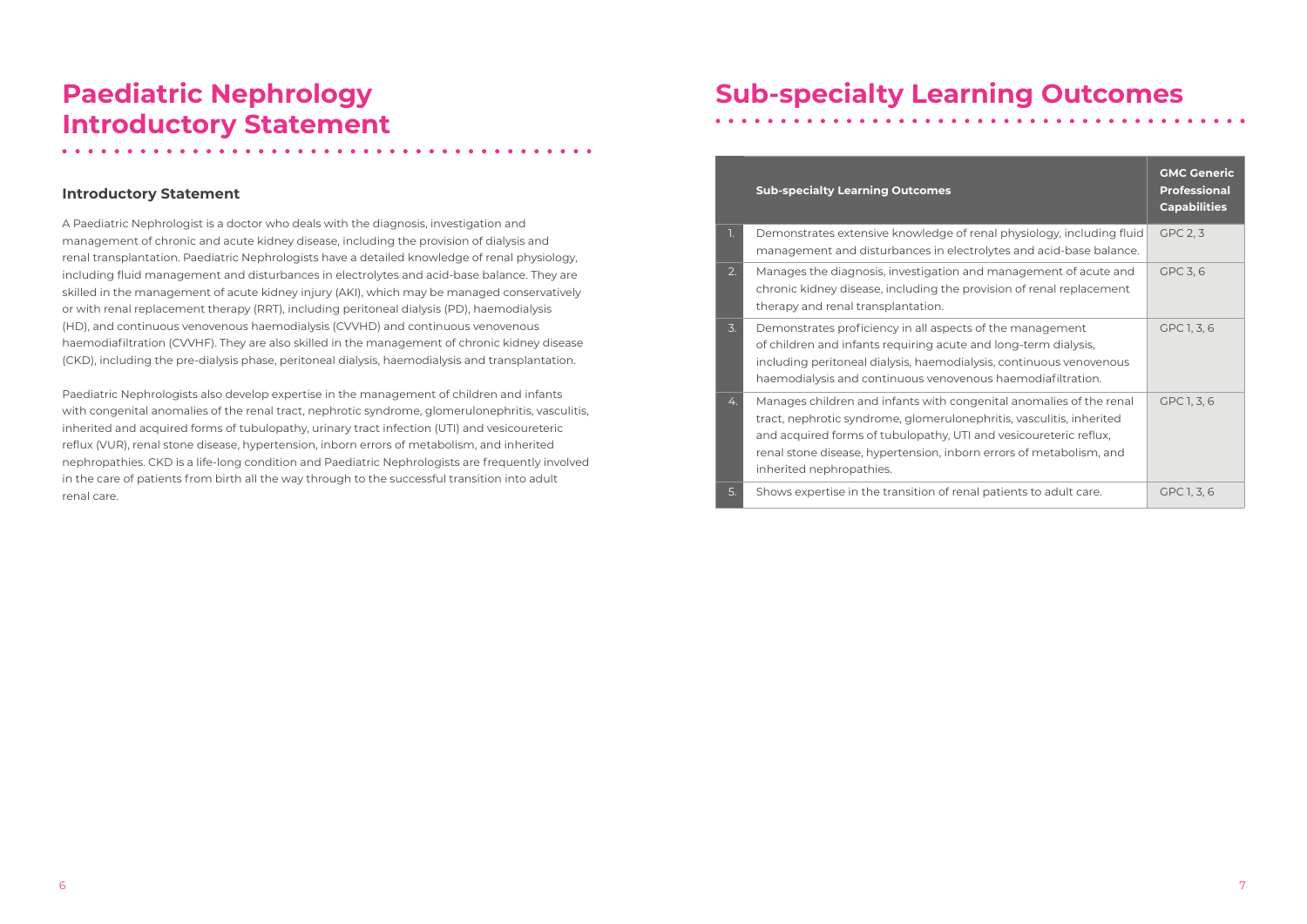# Paediatric Nephrology Introductory Statement

### Introductory Statement

A Paediatric Nephrologist is a doctor who deals with the diagnosis, investigation and management of chronic and acute kidney disease, including the provision of dialysis and renal transplantation. Paediatric Nephrologists have a detailed knowledge of renal physiology, including fluid management and disturbances in electrolytes and acid-base balance. They are skilled in the management of acute kidney injury (AKI), which may be managed conservatively or with renal replacement therapy (RRT), including peritoneal dialysis (PD), haemodialysis (HD), and continuous venovenous haemodialysis (CVVHD) and continuous venovenous haemodiafiltration (CVVHF). They are also skilled in the management of chronic kidney disease (CKD), including the pre-dialysis phase, peritoneal dialysis, haemodialysis and transplantation.

Paediatric Nephrologists also develop expertise in the management of children and infants with congenital anomalies of the renal tract, nephrotic syndrome, glomerulonephritis, vasculitis, inherited and acquired forms of tubulopathy, urinary tract infection (UTI) and vesicoureteric reflux (VUR), renal stone disease, hypertension, inborn errors of metabolism, and inherited nephropathies. CKD is a life-long condition and Paediatric Nephrologists are frequently involved in the care of patients from birth all the way through to the successful transition into adult renal care.

# Sub-specialty Learning Outcomes

| | Sub-specialty Learning Outcomes | GMC Generic Professional Capabilities |
|---|---|---|
| 1. | Demonstrates extensive knowledge of renal physiology, including fluid management and disturbances in electrolytes and acid-base balance. | GPC 2, 3 |
| 2. | Manages the diagnosis, investigation and management of acute and chronic kidney disease, including the provision of renal replacement therapy and renal transplantation. | GPC 3, 6 |
| 3. | Demonstrates proficiency in all aspects of the management of children and infants requiring acute and long-term dialysis, including peritoneal dialysis, haemodialysis, continuous venovenous haemodialysis and continuous venovenous haemodiafiltration. | GPC 1, 3, 6 |
| 4. | Manages children and infants with congenital anomalies of the renal tract, nephrotic syndrome, glomerulonephritis, vasculitis, inherited and acquired forms of tubulopathy, UTI and vesicoureteric reflux, renal stone disease, hypertension, inborn errors of metabolism, and inherited nephropathies. | GPC 1, 3, 6 |
| 5. | Shows expertise in the transition of renal patients to adult care. | GPC 1, 3, 6 |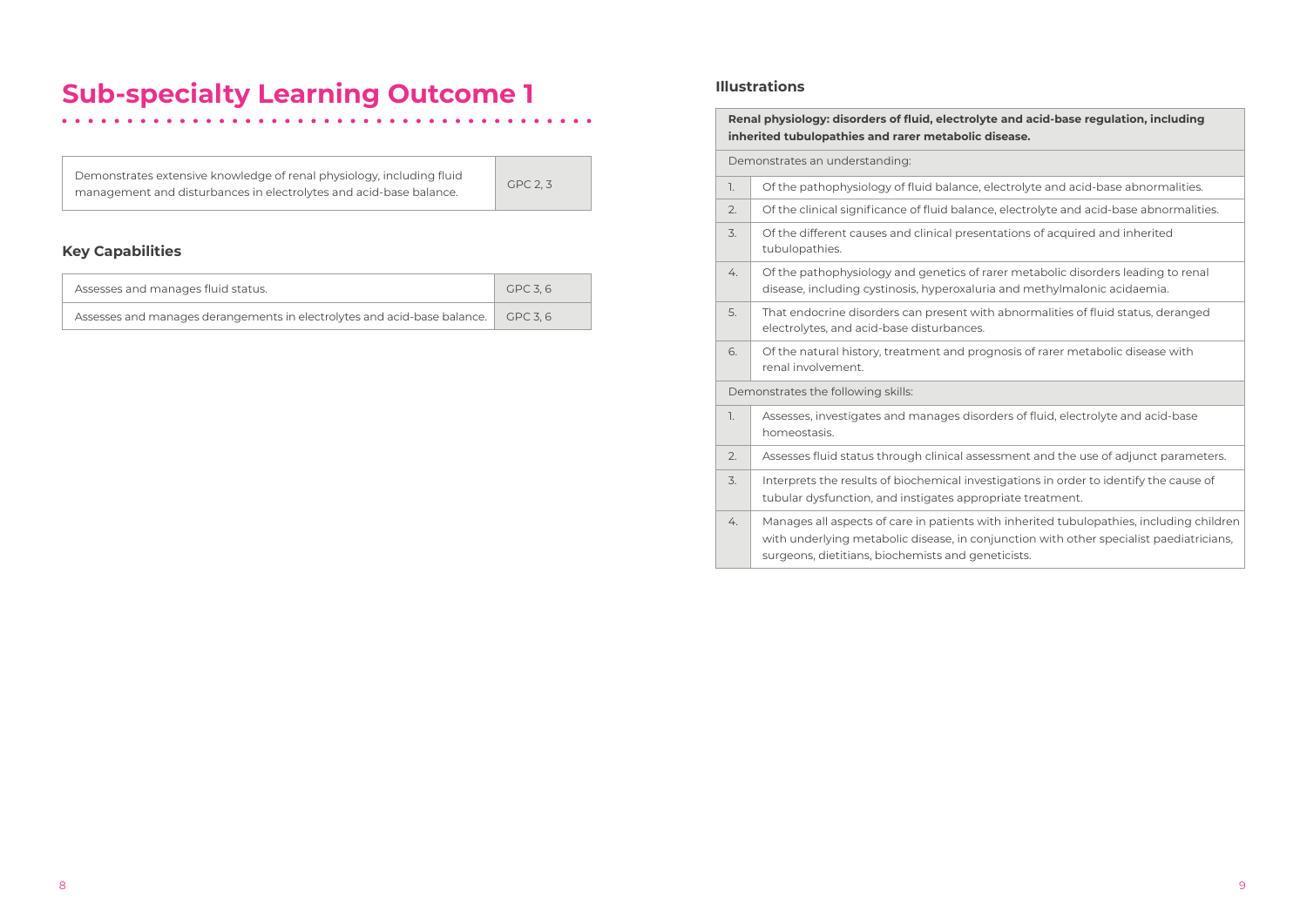# Sub-specialty Learning Outcome 1

| Demonstrates extensive knowledge of renal physiology, including fluid management and disturbances in electrolytes and acid-base balance. | GPC 2, 3 |
|---|---|

## Key Capabilities

| Assesses and manages fluid status. | GPC 3, 6 |
|---|---|
| Assesses and manages derangements in electrolytes and acid-base balance. | GPC 3, 6 |

## Illustrations

| **Renal physiology: disorders of fluid, electrolyte and acid-base regulation, including inherited tubulopathies and rarer metabolic disease.** | |
|---|---|
| Demonstrates an understanding: | |
| 1. | Of the pathophysiology of fluid balance, electrolyte and acid-base abnormalities. |
| 2. | Of the clinical significance of fluid balance, electrolyte and acid-base abnormalities. |
| 3. | Of the different causes and clinical presentations of acquired and inherited tubulopathies. |
| 4. | Of the pathophysiology and genetics of rarer metabolic disorders leading to renal disease, including cystinosis, hyperoxaluria and methylmalonic acidaemia. |
| 5. | That endocrine disorders can present with abnormalities of fluid status, deranged electrolytes, and acid-base disturbances. |
| 6. | Of the natural history, treatment and prognosis of rarer metabolic disease with renal involvement. |
| Demonstrates the following skills: | |
| 1. | Assesses, investigates and manages disorders of fluid, electrolyte and acid-base homeostasis. |
| 2. | Assesses fluid status through clinical assessment and the use of adjunct parameters. |
| 3. | Interprets the results of biochemical investigations in order to identify the cause of tubular dysfunction, and instigates appropriate treatment. |
| 4. | Manages all aspects of care in patients with inherited tubulopathies, including children with underlying metabolic disease, in conjunction with other specialist paediatricians, surgeons, dietitians, biochemists and geneticists. |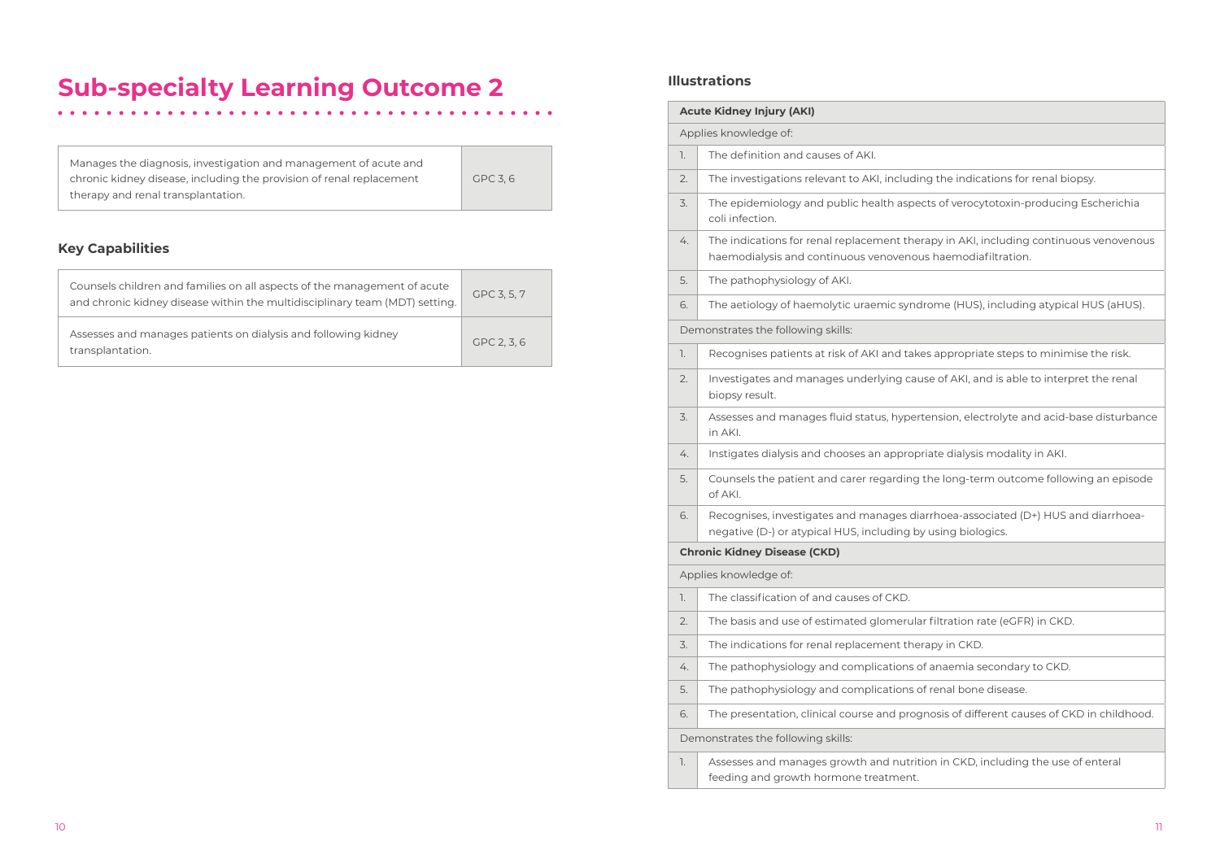# Sub-specialty Learning Outcome 2

| Manages the diagnosis, investigation and management of acute and chronic kidney disease, including the provision of renal replacement therapy and renal transplantation. | GPC 3, 6 |
|---|---|

## Key Capabilities

| Counsels children and families on all aspects of the management of acute and chronic kidney disease within the multidisciplinary team (MDT) setting. | GPC 3, 5, 7 |
|---|---|
| Assesses and manages patients on dialysis and following kidney transplantation. | GPC 2, 3, 6 |

## Illustrations

| **Acute Kidney Injury (AKI)** | |
|---|---|
| Applies knowledge of: | |
| 1. | The definition and causes of AKI. |
| 2. | The investigations relevant to AKI, including the indications for renal biopsy. |
| 3. | The epidemiology and public health aspects of verocytotoxin-producing Escherichia coli infection. |
| 4. | The indications for renal replacement therapy in AKI, including continuous venovenous haemodialysis and continuous venovenous haemodiafiltration. |
| 5. | The pathophysiology of AKI. |
| 6. | The aetiology of haemolytic uraemic syndrome (HUS), including atypical HUS (aHUS). |
| Demonstrates the following skills: | |
| 1. | Recognises patients at risk of AKI and takes appropriate steps to minimise the risk. |
| 2. | Investigates and manages underlying cause of AKI, and is able to interpret the renal biopsy result. |
| 3. | Assesses and manages fluid status, hypertension, electrolyte and acid-base disturbance in AKI. |
| 4. | Instigates dialysis and chooses an appropriate dialysis modality in AKI. |
| 5. | Counsels the patient and carer regarding the long-term outcome following an episode of AKI. |
| 6. | Recognises, investigates and manages diarrhoea-associated (D+) HUS and diarrhoea-negative (D-) or atypical HUS, including by using biologics. |
| **Chronic Kidney Disease (CKD)** | |
| Applies knowledge of: | |
| 1. | The classification of and causes of CKD. |
| 2. | The basis and use of estimated glomerular filtration rate (eGFR) in CKD. |
| 3. | The indications for renal replacement therapy in CKD. |
| 4. | The pathophysiology and complications of anaemia secondary to CKD. |
| 5. | The pathophysiology and complications of renal bone disease. |
| 6. | The presentation, clinical course and prognosis of different causes of CKD in childhood. |
| Demonstrates the following skills: | |
| 1. | Assesses and manages growth and nutrition in CKD, including the use of enteral feeding and growth hormone treatment. |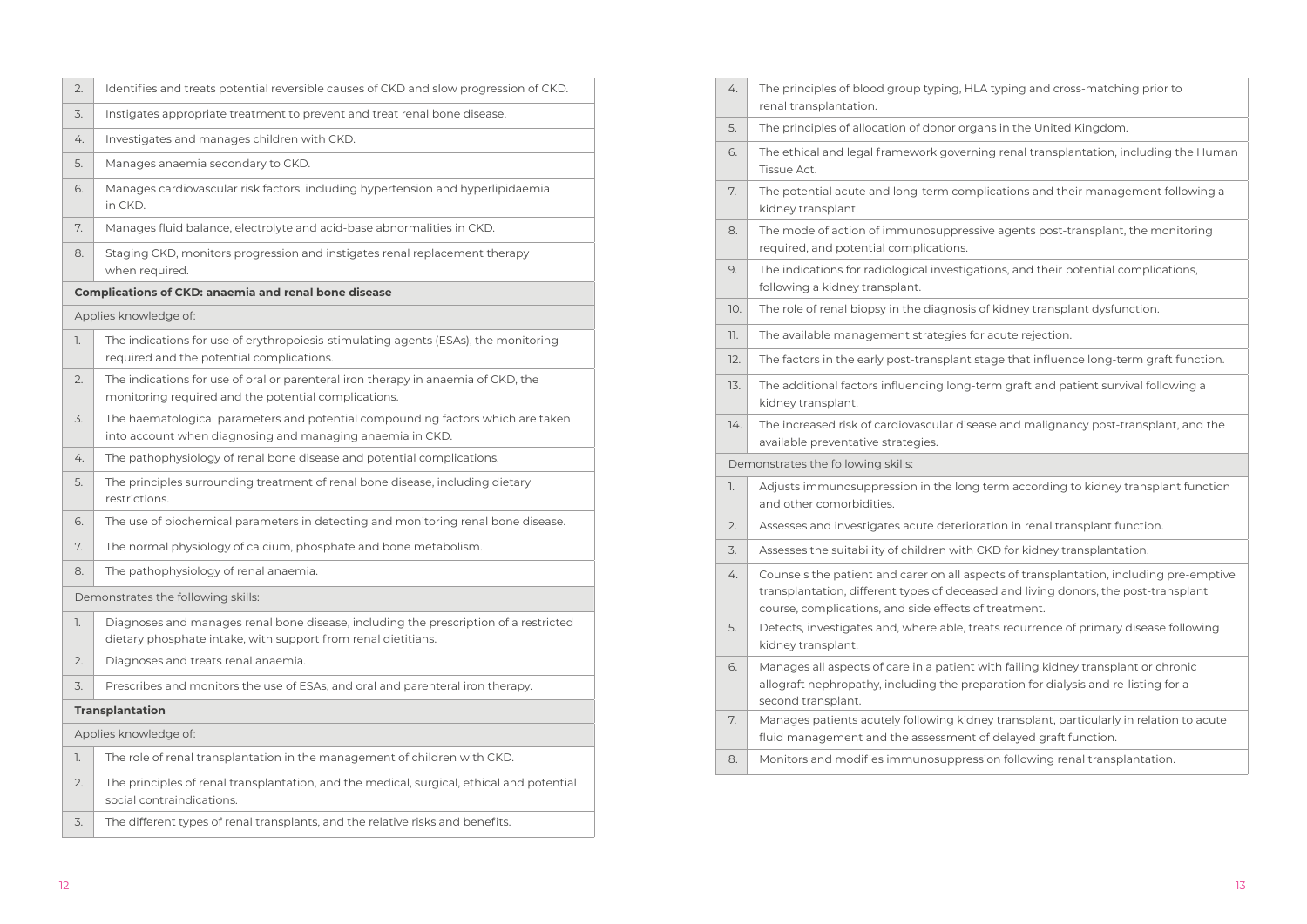| | |
|---|---|
| 2. | Identifies and treats potential reversible causes of CKD and slow progression of CKD. |
| 3. | Instigates appropriate treatment to prevent and treat renal bone disease. |
| 4. | Investigates and manages children with CKD. |
| 5. | Manages anaemia secondary to CKD. |
| 6. | Manages cardiovascular risk factors, including hypertension and hyperlipidaemia in CKD. |
| 7. | Manages fluid balance, electrolyte and acid-base abnormalities in CKD. |
| 8. | Staging CKD, monitors progression and instigates renal replacement therapy when required. |
| **Complications of CKD: anaemia and renal bone disease** | |
| Applies knowledge of: | |
| 1. | The indications for use of erythropoiesis-stimulating agents (ESAs), the monitoring required and the potential complications. |
| 2. | The indications for use of oral or parenteral iron therapy in anaemia of CKD, the monitoring required and the potential complications. |
| 3. | The haematological parameters and potential compounding factors which are taken into account when diagnosing and managing anaemia in CKD. |
| 4. | The pathophysiology of renal bone disease and potential complications. |
| 5. | The principles surrounding treatment of renal bone disease, including dietary restrictions. |
| 6. | The use of biochemical parameters in detecting and monitoring renal bone disease. |
| 7. | The normal physiology of calcium, phosphate and bone metabolism. |
| 8. | The pathophysiology of renal anaemia. |
| Demonstrates the following skills: | |
| 1. | Diagnoses and manages renal bone disease, including the prescription of a restricted dietary phosphate intake, with support from renal dietitians. |
| 2. | Diagnoses and treats renal anaemia. |
| 3. | Prescribes and monitors the use of ESAs, and oral and parenteral iron therapy. |
| **Transplantation** | |
| Applies knowledge of: | |
| 1. | The role of renal transplantation in the management of children with CKD. |
| 2. | The principles of renal transplantation, and the medical, surgical, ethical and potential social contraindications. |
| 3. | The different types of renal transplants, and the relative risks and benefits. |
| 4. | The principles of blood group typing, HLA typing and cross-matching prior to renal transplantation. |
| 5. | The principles of allocation of donor organs in the United Kingdom. |
| 6. | The ethical and legal framework governing renal transplantation, including the Human Tissue Act. |
| 7. | The potential acute and long-term complications and their management following a kidney transplant. |
| 8. | The mode of action of immunosuppressive agents post-transplant, the monitoring required, and potential complications. |
| 9. | The indications for radiological investigations, and their potential complications, following a kidney transplant. |
| 10. | The role of renal biopsy in the diagnosis of kidney transplant dysfunction. |
| 11. | The available management strategies for acute rejection. |
| 12. | The factors in the early post-transplant stage that influence long-term graft function. |
| 13. | The additional factors influencing long-term graft and patient survival following a kidney transplant. |
| 14. | The increased risk of cardiovascular disease and malignancy post-transplant, and the available preventative strategies. |
| Demonstrates the following skills: | |
| 1. | Adjusts immunosuppression in the long term according to kidney transplant function and other comorbidities. |
| 2. | Assesses and investigates acute deterioration in renal transplant function. |
| 3. | Assesses the suitability of children with CKD for kidney transplantation. |
| 4. | Counsels the patient and carer on all aspects of transplantation, including pre-emptive transplantation, different types of deceased and living donors, the post-transplant course, complications, and side effects of treatment. |
| 5. | Detects, investigates and, where able, treats recurrence of primary disease following kidney transplant. |
| 6. | Manages all aspects of care in a patient with failing kidney transplant or chronic allograft nephropathy, including the preparation for dialysis and re-listing for a second transplant. |
| 7. | Manages patients acutely following kidney transplant, particularly in relation to acute fluid management and the assessment of delayed graft function. |
| 8. | Monitors and modifies immunosuppression following renal transplantation. |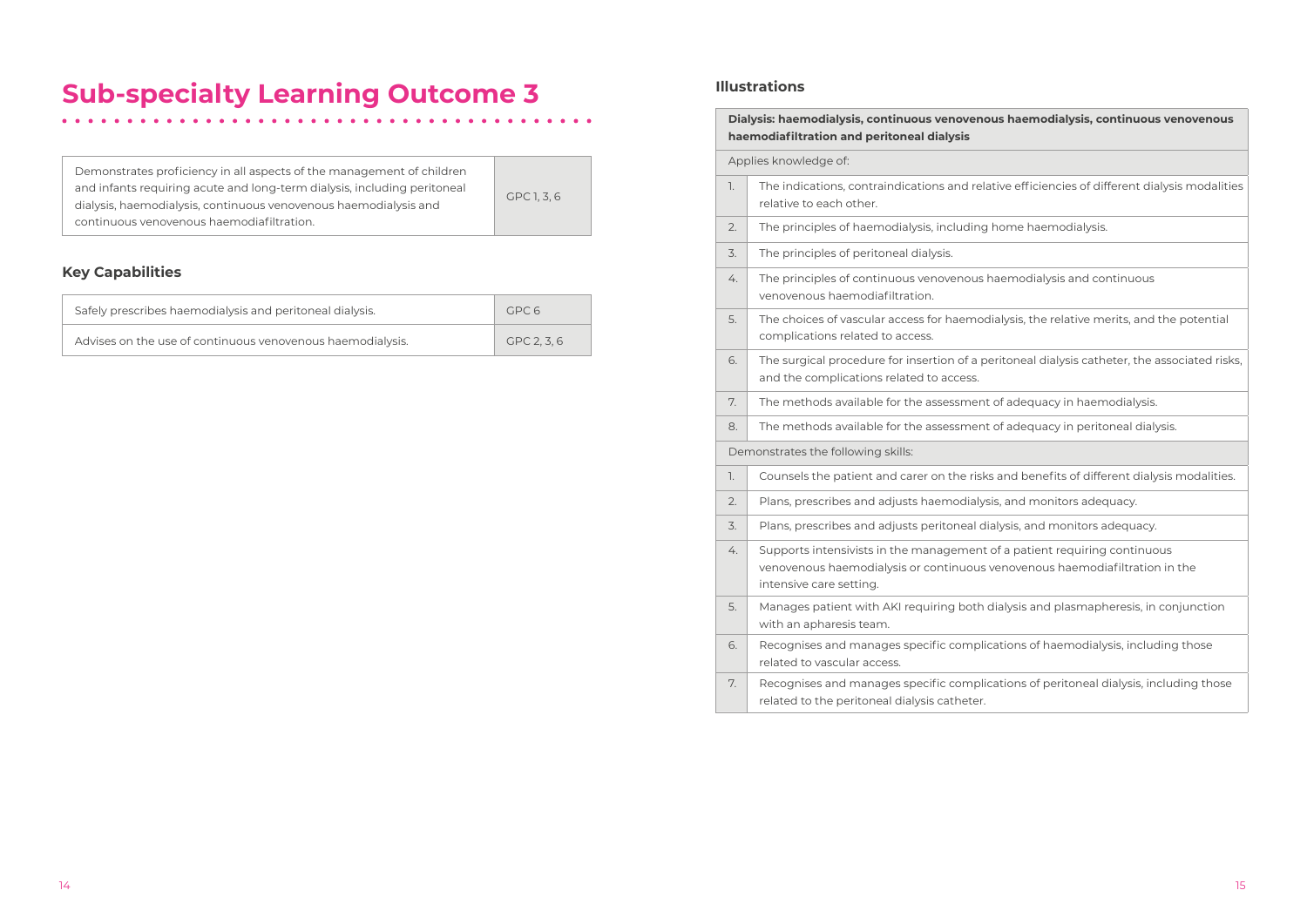# Sub-specialty Learning Outcome 3

| Demonstrates proficiency in all aspects of the management of children and infants requiring acute and long-term dialysis, including peritoneal dialysis, haemodialysis, continuous venovenous haemodialysis and continuous venovenous haemodiafiltration. | GPC 1, 3, 6 |
|---|---|

## Key Capabilities

| Safely prescribes haemodialysis and peritoneal dialysis. | GPC 6 |
|---|---|
| Advises on the use of continuous venovenous haemodialysis. | GPC 2, 3, 6 |

## Illustrations

| **Dialysis: haemodialysis, continuous venovenous haemodialysis, continuous venovenous haemodiafiltration and peritoneal dialysis** | |
|---|---|
| Applies knowledge of: | |
| 1. | The indications, contraindications and relative efficiencies of different dialysis modalities relative to each other. |
| 2. | The principles of haemodialysis, including home haemodialysis. |
| 3. | The principles of peritoneal dialysis. |
| 4. | The principles of continuous venovenous haemodialysis and continuous venovenous haemodiafiltration. |
| 5. | The choices of vascular access for haemodialysis, the relative merits, and the potential complications related to access. |
| 6. | The surgical procedure for insertion of a peritoneal dialysis catheter, the associated risks, and the complications related to access. |
| 7. | The methods available for the assessment of adequacy in haemodialysis. |
| 8. | The methods available for the assessment of adequacy in peritoneal dialysis. |
| Demonstrates the following skills: | |
| 1. | Counsels the patient and carer on the risks and benefits of different dialysis modalities. |
| 2. | Plans, prescribes and adjusts haemodialysis, and monitors adequacy. |
| 3. | Plans, prescribes and adjusts peritoneal dialysis, and monitors adequacy. |
| 4. | Supports intensivists in the management of a patient requiring continuous venovenous haemodialysis or continuous venovenous haemodiafiltration in the intensive care setting. |
| 5. | Manages patient with AKI requiring both dialysis and plasmapheresis, in conjunction with an apharesis team. |
| 6. | Recognises and manages specific complications of haemodialysis, including those related to vascular access. |
| 7. | Recognises and manages specific complications of peritoneal dialysis, including those related to the peritoneal dialysis catheter. |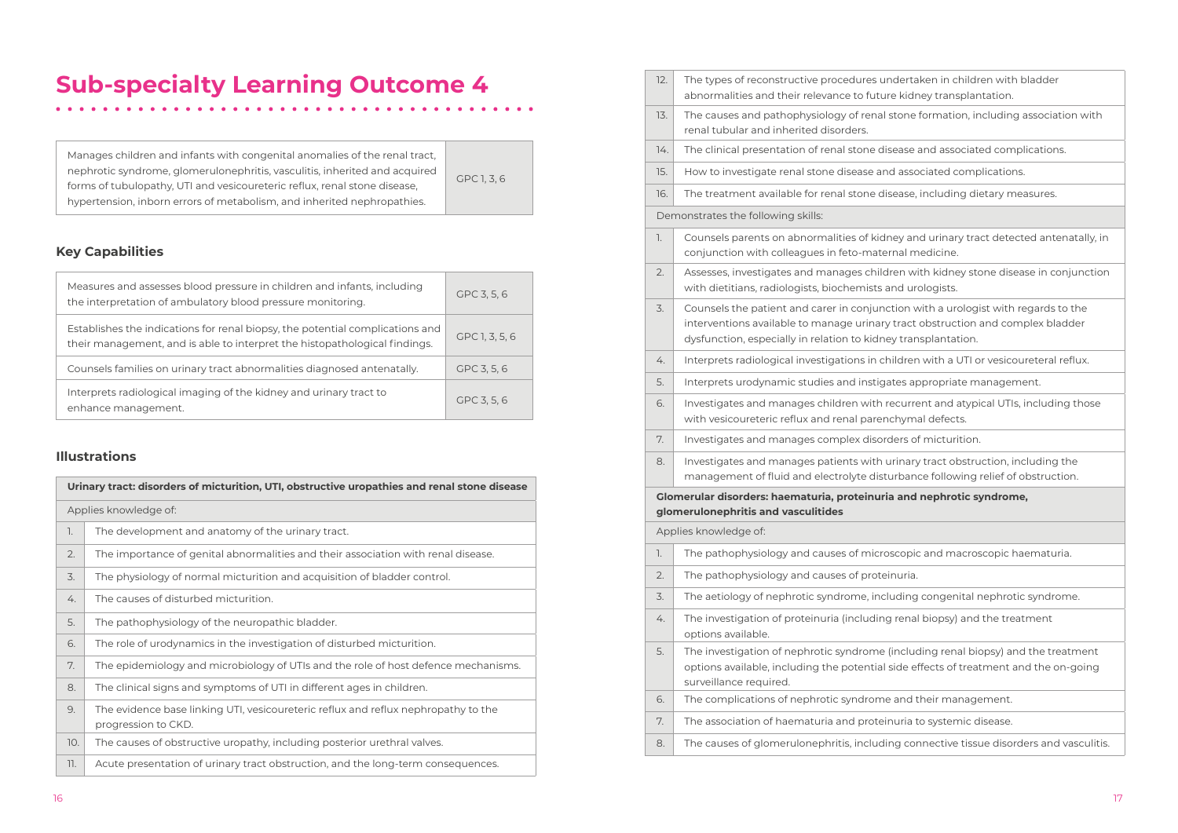# Sub-specialty Learning Outcome 4

| Manages children and infants with congenital anomalies of the renal tract, nephrotic syndrome, glomerulonephritis, vasculitis, inherited and acquired forms of tubulopathy, UTI and vesicoureteric reflux, renal stone disease, hypertension, inborn errors of metabolism, and inherited nephropathies. | GPC 1, 3, 6 |
|---|---|

## Key Capabilities

| Capability | GPC |
|---|---|
| Measures and assesses blood pressure in children and infants, including the interpretation of ambulatory blood pressure monitoring. | GPC 3, 5, 6 |
| Establishes the indications for renal biopsy, the potential complications and their management, and is able to interpret the histopathological findings. | GPC 1, 3, 5, 6 |
| Counsels families on urinary tract abnormalities diagnosed antenatally. | GPC 3, 5, 6 |
| Interprets radiological imaging of the kidney and urinary tract to enhance management. | GPC 3, 5, 6 |

## Illustrations

| **Urinary tract: disorders of micturition, UTI, obstructive uropathies and renal stone disease** | |
|---|---|
| Applies knowledge of: | |
| 1. | The development and anatomy of the urinary tract. |
| 2. | The importance of genital abnormalities and their association with renal disease. |
| 3. | The physiology of normal micturition and acquisition of bladder control. |
| 4. | The causes of disturbed micturition. |
| 5. | The pathophysiology of the neuropathic bladder. |
| 6. | The role of urodynamics in the investigation of disturbed micturition. |
| 7. | The epidemiology and microbiology of UTIs and the role of host defence mechanisms. |
| 8. | The clinical signs and symptoms of UTI in different ages in children. |
| 9. | The evidence base linking UTI, vesicoureteric reflux and reflux nephropathy to the progression to CKD. |
| 10. | The causes of obstructive uropathy, including posterior urethral valves. |
| 11. | Acute presentation of urinary tract obstruction, and the long-term consequences. |
| 12. | The types of reconstructive procedures undertaken in children with bladder abnormalities and their relevance to future kidney transplantation. |
| 13. | The causes and pathophysiology of renal stone formation, including association with renal tubular and inherited disorders. |
| 14. | The clinical presentation of renal stone disease and associated complications. |
| 15. | How to investigate renal stone disease and associated complications. |
| 16. | The treatment available for renal stone disease, including dietary measures. |
| Demonstrates the following skills: | |
| 1. | Counsels parents on abnormalities of kidney and urinary tract detected antenatally, in conjunction with colleagues in feto-maternal medicine. |
| 2. | Assesses, investigates and manages children with kidney stone disease in conjunction with dietitians, radiologists, biochemists and urologists. |
| 3. | Counsels the patient and carer in conjunction with a urologist with regards to the interventions available to manage urinary tract obstruction and complex bladder dysfunction, especially in relation to kidney transplantation. |
| 4. | Interprets radiological investigations in children with a UTI or vesicoureteral reflux. |
| 5. | Interprets urodynamic studies and instigates appropriate management. |
| 6. | Investigates and manages children with recurrent and atypical UTIs, including those with vesicoureteric reflux and renal parenchymal defects. |
| 7. | Investigates and manages complex disorders of micturition. |
| 8. | Investigates and manages patients with urinary tract obstruction, including the management of fluid and electrolyte disturbance following relief of obstruction. |
| **Glomerular disorders: haematuria, proteinuria and nephrotic syndrome, glomerulonephritis and vasculitides** | |
| Applies knowledge of: | |
| 1. | The pathophysiology and causes of microscopic and macroscopic haematuria. |
| 2. | The pathophysiology and causes of proteinuria. |
| 3. | The aetiology of nephrotic syndrome, including congenital nephrotic syndrome. |
| 4. | The investigation of proteinuria (including renal biopsy) and the treatment options available. |
| 5. | The investigation of nephrotic syndrome (including renal biopsy) and the treatment options available, including the potential side effects of treatment and the on-going surveillance required. |
| 6. | The complications of nephrotic syndrome and their management. |
| 7. | The association of haematuria and proteinuria to systemic disease. |
| 8. | The causes of glomerulonephritis, including connective tissue disorders and vasculitis. |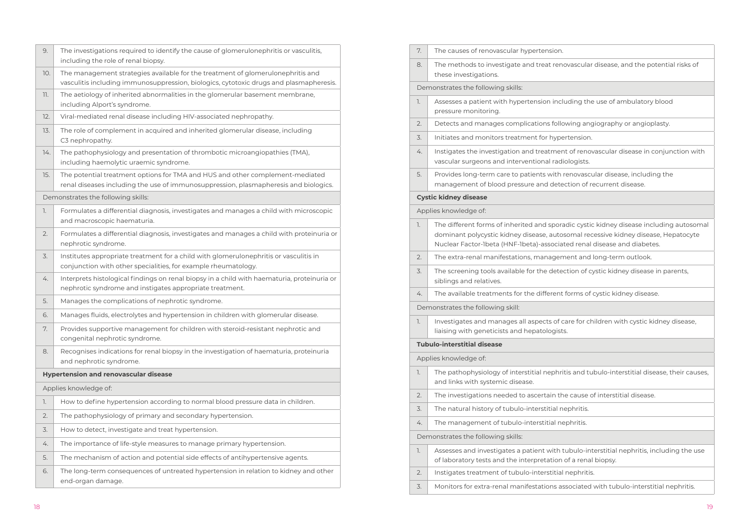| | |
|---|---|
| 9. | The investigations required to identify the cause of glomerulonephritis or vasculitis, including the role of renal biopsy. |
| 10. | The management strategies available for the treatment of glomerulonephritis and vasculitis including immunosuppression, biologics, cytotoxic drugs and plasmapheresis. |
| 11. | The aetiology of inherited abnormalities in the glomerular basement membrane, including Alport's syndrome. |
| 12. | Viral-mediated renal disease including HIV-associated nephropathy. |
| 13. | The role of complement in acquired and inherited glomerular disease, including C3 nephropathy. |
| 14. | The pathophysiology and presentation of thrombotic microangiopathies (TMA), including haemolytic uraemic syndrome. |
| 15. | The potential treatment options for TMA and HUS and other complement-mediated renal diseases including the use of immunosuppression, plasmapheresis and biologics. |
| Demonstrates the following skills: | |
| 1. | Formulates a differential diagnosis, investigates and manages a child with microscopic and macroscopic haematuria. |
| 2. | Formulates a differential diagnosis, investigates and manages a child with proteinuria or nephrotic syndrome. |
| 3. | Institutes appropriate treatment for a child with glomerulonephritis or vasculitis in conjunction with other specialities, for example rheumatology. |
| 4. | Interprets histological findings on renal biopsy in a child with haematuria, proteinuria or nephrotic syndrome and instigates appropriate treatment. |
| 5. | Manages the complications of nephrotic syndrome. |
| 6. | Manages fluids, electrolytes and hypertension in children with glomerular disease. |
| 7. | Provides supportive management for children with steroid-resistant nephrotic and congenital nephrotic syndrome. |
| 8. | Recognises indications for renal biopsy in the investigation of haematuria, proteinuria and nephrotic syndrome. |
| **Hypertension and renovascular disease** | |
| Applies knowledge of: | |
| 1. | How to define hypertension according to normal blood pressure data in children. |
| 2. | The pathophysiology of primary and secondary hypertension. |
| 3. | How to detect, investigate and treat hypertension. |
| 4. | The importance of life-style measures to manage primary hypertension. |
| 5. | The mechanism of action and potential side effects of antihypertensive agents. |
| 6. | The long-term consequences of untreated hypertension in relation to kidney and other end-organ damage. |
| 7. | The causes of renovascular hypertension. |
| 8. | The methods to investigate and treat renovascular disease, and the potential risks of these investigations. |
| Demonstrates the following skills: | |
| 1. | Assesses a patient with hypertension including the use of ambulatory blood pressure monitoring. |
| 2. | Detects and manages complications following angiography or angioplasty. |
| 3. | Initiates and monitors treatment for hypertension. |
| 4. | Instigates the investigation and treatment of renovascular disease in conjunction with vascular surgeons and interventional radiologists. |
| 5. | Provides long-term care to patients with renovascular disease, including the management of blood pressure and detection of recurrent disease. |
| **Cystic kidney disease** | |
| Applies knowledge of: | |
| 1. | The different forms of inherited and sporadic cystic kidney disease including autosomal dominant polycystic kidney disease, autosomal recessive kidney disease, Hepatocyte Nuclear Factor-1beta (HNF-1beta)-associated renal disease and diabetes. |
| 2. | The extra-renal manifestations, management and long-term outlook. |
| 3. | The screening tools available for the detection of cystic kidney disease in parents, siblings and relatives. |
| 4. | The available treatments for the different forms of cystic kidney disease. |
| Demonstrates the following skill: | |
| 1. | Investigates and manages all aspects of care for children with cystic kidney disease, liaising with geneticists and hepatologists. |
| **Tubulo-interstitial disease** | |
| Applies knowledge of: | |
| 1. | The pathophysiology of interstitial nephritis and tubulo-interstitial disease, their causes, and links with systemic disease. |
| 2. | The investigations needed to ascertain the cause of interstitial disease. |
| 3. | The natural history of tubulo-interstitial nephritis. |
| 4. | The management of tubulo-interstitial nephritis. |
| Demonstrates the following skills: | |
| 1. | Assesses and investigates a patient with tubulo-interstitial nephritis, including the use of laboratory tests and the interpretation of a renal biopsy. |
| 2. | Instigates treatment of tubulo-interstitial nephritis. |
| 3. | Monitors for extra-renal manifestations associated with tubulo-interstitial nephritis. |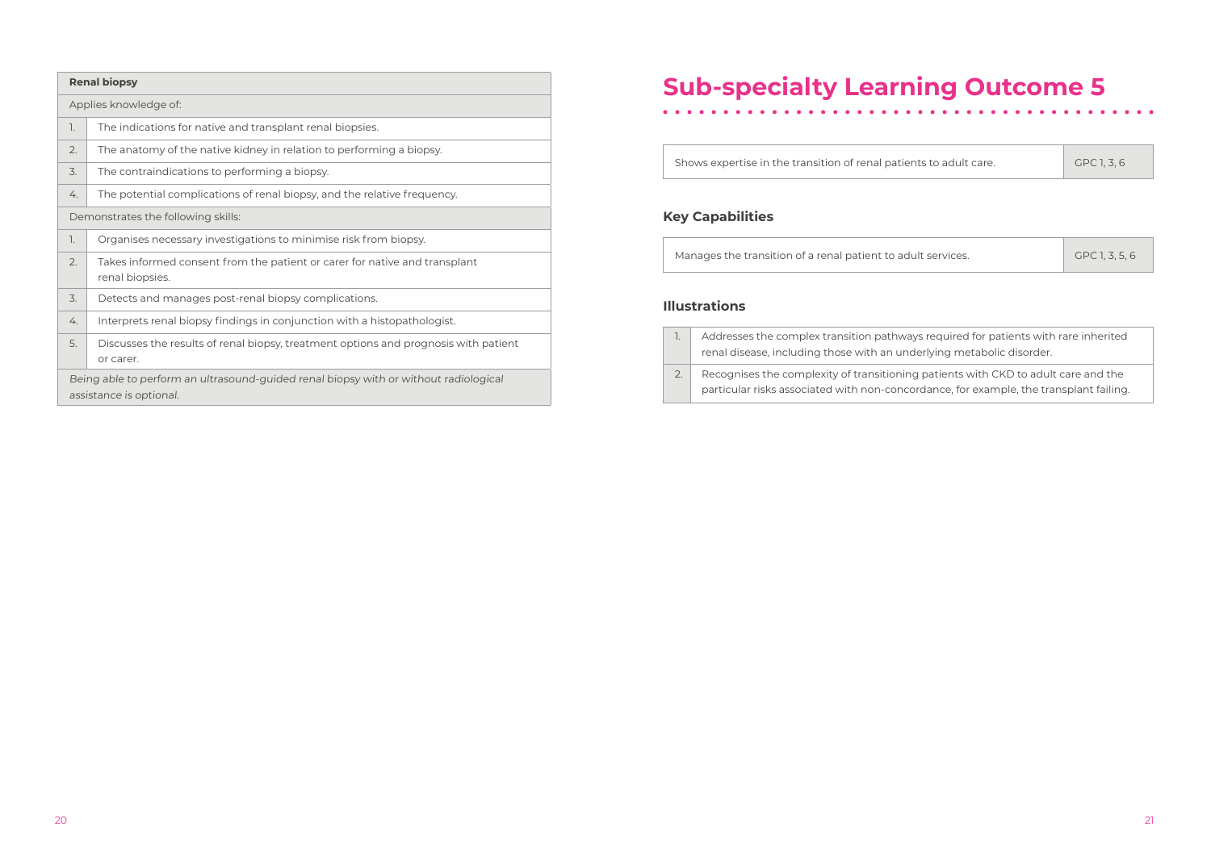| Renal biopsy | |
|---|---|
| Applies knowledge of: | |
| 1. | The indications for native and transplant renal biopsies. |
| 2. | The anatomy of the native kidney in relation to performing a biopsy. |
| 3. | The contraindications to performing a biopsy. |
| 4. | The potential complications of renal biopsy, and the relative frequency. |
| Demonstrates the following skills: | |
| 1. | Organises necessary investigations to minimise risk from biopsy. |
| 2. | Takes informed consent from the patient or carer for native and transplant renal biopsies. |
| 3. | Detects and manages post-renal biopsy complications. |
| 4. | Interprets renal biopsy findings in conjunction with a histopathologist. |
| 5. | Discusses the results of renal biopsy, treatment options and prognosis with patient or carer. |
| *Being able to perform an ultrasound-guided renal biopsy with or without radiological assistance is optional.* | |

# Sub-specialty Learning Outcome 5

| Shows expertise in the transition of renal patients to adult care. | GPC 1, 3, 6 |
|---|---|

### Key Capabilities

| Manages the transition of a renal patient to adult services. | GPC 1, 3, 5, 6 |
|---|---|

### Illustrations

| | |
|---|---|
| 1. | Addresses the complex transition pathways required for patients with rare inherited renal disease, including those with an underlying metabolic disorder. |
| 2. | Recognises the complexity of transitioning patients with CKD to adult care and the particular risks associated with non-concordance, for example, the transplant failing. |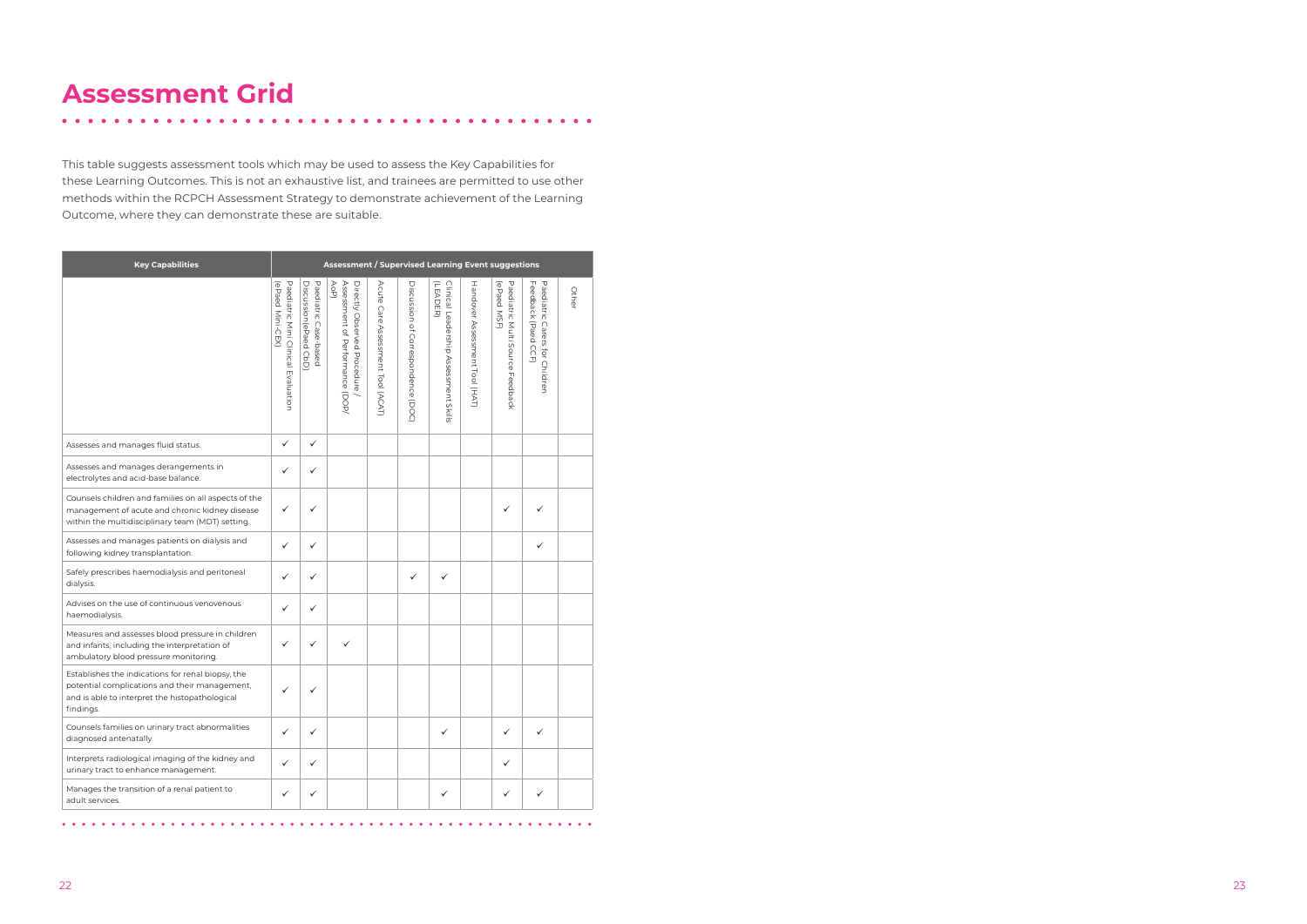# Assessment Grid

This table suggests assessment tools which may be used to assess the Key Capabilities for these Learning Outcomes. This is not an exhaustive list, and trainees are permitted to use other methods within the RCPCH Assessment Strategy to demonstrate achievement of the Learning Outcome, where they can demonstrate these are suitable.

| Key Capabilities | Assessment / Supervised Learning Event suggestions | | | | | | | | | |
|---|---|---|---|---|---|---|---|---|---|---|
| | Paediatric Mini Clinical Evaluation (ePaed Mini-CEX) | Paediatric Case-based Discussion (ePaed CbD) | Directly Observed Procedure / Assessment of Performance (DOP/AoP) | Acute Care Assessment Tool (ACAT) | Discussion of Correspondence (DOC) | Clinical Leadership Assessment Skills (LEADER) | Handover Assessment Tool (HAT) | Paediatric Multi Source Feedback (ePaed MSF) | Paediatric Carers for Children Feedback (Paed CCF) | Other |
| Assesses and manages fluid status. | ✓ | ✓ | | | | | | | | |
| Assesses and manages derangements in electrolytes and acid-base balance. | ✓ | ✓ | | | | | | | | |
| Counsels children and families on all aspects of the management of acute and chronic kidney disease within the multidisciplinary team (MDT) setting. | ✓ | ✓ | | | | | | ✓ | ✓ | |
| Assesses and manages patients on dialysis and following kidney transplantation. | ✓ | ✓ | | | | | | | ✓ | |
| Safely prescribes haemodialysis and peritoneal dialysis. | ✓ | ✓ | | | ✓ | ✓ | | | | |
| Advises on the use of continuous venovenous haemodialysis. | ✓ | ✓ | | | | | | | | |
| Measures and assesses blood pressure in children and infants, including the interpretation of ambulatory blood pressure monitoring. | ✓ | ✓ | ✓ | | | | | | | |
| Establishes the indications for renal biopsy, the potential complications and their management, and is able to interpret the histopathological findings. | ✓ | ✓ | | | | | | | | |
| Counsels families on urinary tract abnormalities diagnosed antenatally. | ✓ | ✓ | | | | ✓ | | ✓ | ✓ | |
| Interprets radiological imaging of the kidney and urinary tract to enhance management. | ✓ | ✓ | | | | | | ✓ | | |
| Manages the transition of a renal patient to adult services. | ✓ | ✓ | | | | ✓ | | ✓ | ✓ | |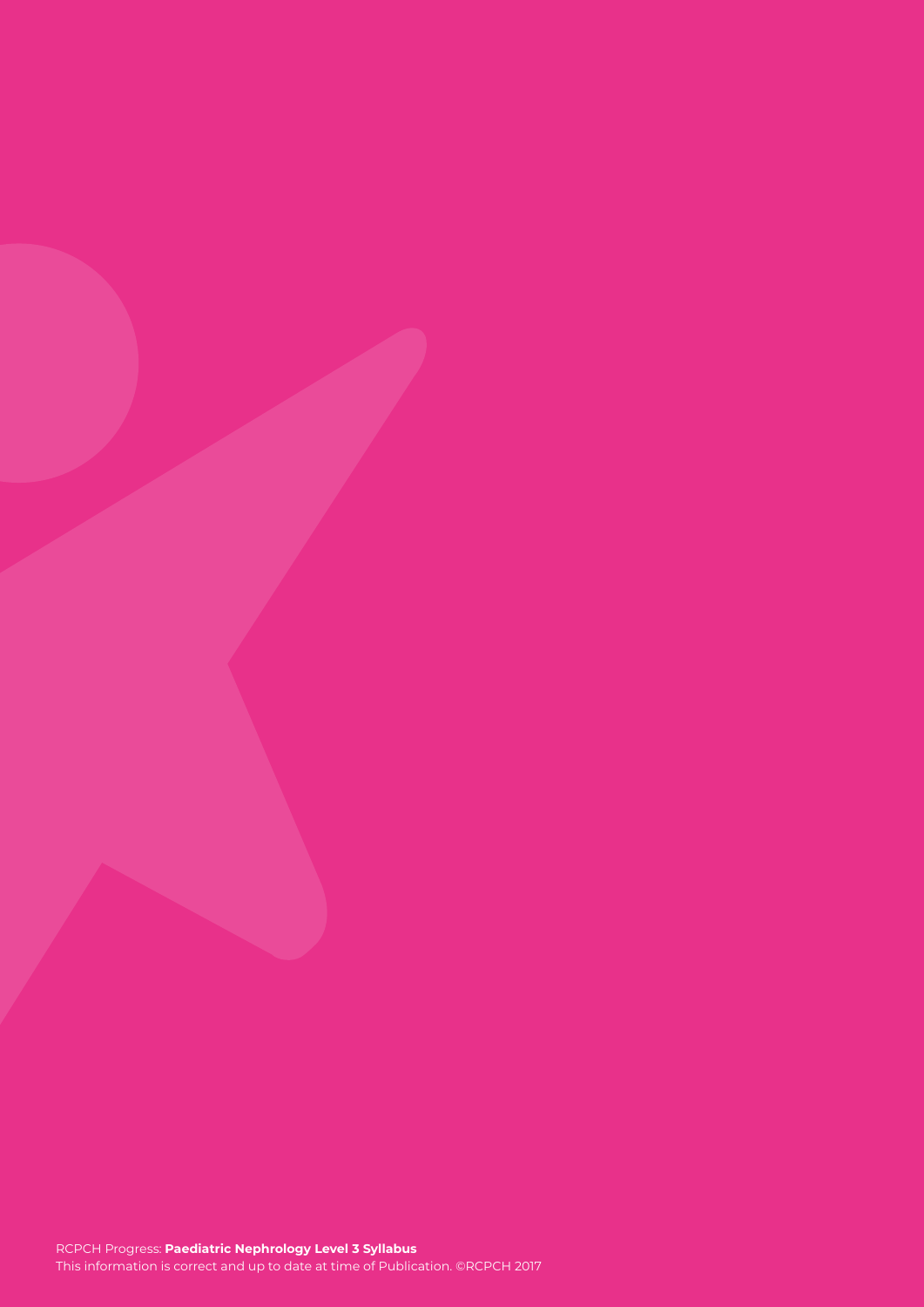RCPCH Progress: **Paediatric Nephrology Level 3 Syllabus**
This information is correct and up to date at time of Publication. ©RCPCH 2017